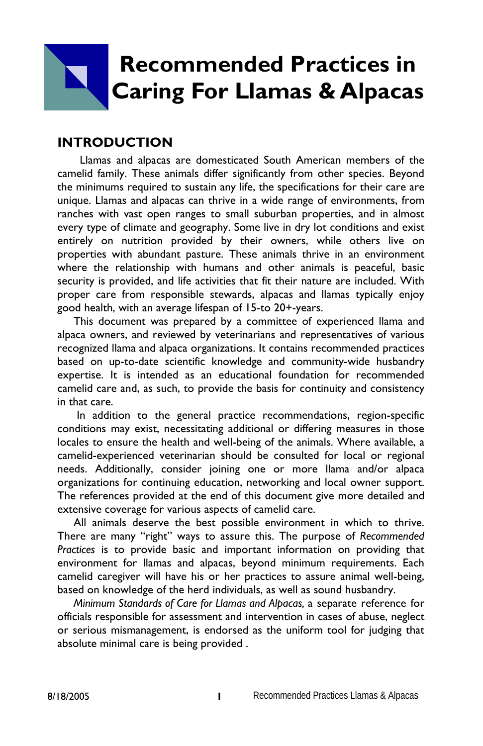# Recommended Practices in Caring For Llamas & Alpacas

## INTRODUCTION

Llamas and alpacas are domesticated South American members of the camelid family. These animals differ significantly from other species. Beyond the minimums required to sustain any life, the specifications for their care are unique. Llamas and alpacas can thrive in a wide range of environments, from ranches with vast open ranges to small suburban properties, and in almost every type of climate and geography. Some live in dry lot conditions and exist entirely on nutrition provided by their owners, while others live on properties with abundant pasture. These animals thrive in an environment where the relationship with humans and other animals is peaceful, basic security is provided, and life activities that fit their nature are included. With proper care from responsible stewards, alpacas and llamas typically enjoy good health, with an average lifespan of 15-to 20+-years.

This document was prepared by a committee of experienced llama and alpaca owners, and reviewed by veterinarians and representatives of various recognized llama and alpaca organizations. It contains recommended practices based on up-to-date scientific knowledge and community-wide husbandry expertise. It is intended as an educational foundation for recommended camelid care and, as such, to provide the basis for continuity and consistency in that care.

In addition to the general practice recommendations, region-specific conditions may exist, necessitating additional or differing measures in those locales to ensure the health and well-being of the animals. Where available, a camelid-experienced veterinarian should be consulted for local or regional needs. Additionally, consider joining one or more llama and/or alpaca organizations for continuing education, networking and local owner support. The references provided at the end of this document give more detailed and extensive coverage for various aspects of camelid care.

All animals deserve the best possible environment in which to thrive. There are many "right" ways to assure this. The purpose of *Recommended Practices* is to provide basic and important information on providing that environment for llamas and alpacas, beyond minimum requirements. Each camelid caregiver will have his or her practices to assure animal well-being, based on knowledge of the herd individuals, as well as sound husbandry.

*Minimum Standards of Care for Llamas and Alpacas,* a separate reference for officials responsible for assessment and intervention in cases of abuse, neglect or serious mismanagement, is endorsed as the uniform tool for judging that absolute minimal care is being provided .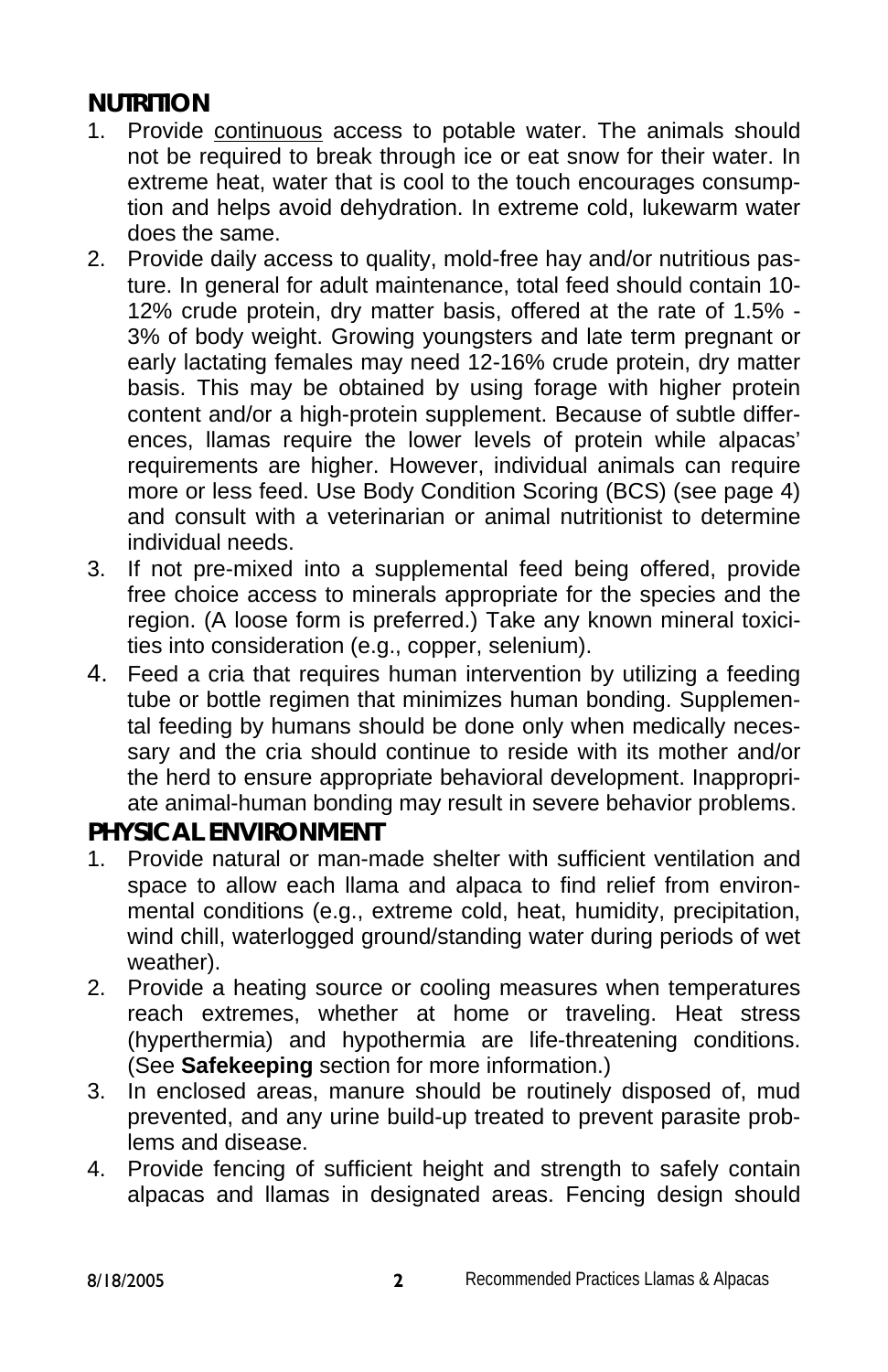## NUTRITION

1. Provide <u>continuous</u> access to potable water. The animals should not be required to break through ice or eat snow for their water. In extreme heat, water that is cool to the touch encourages consumption and helps avoid dehydration. In extreme cold, lukewarm water does the same.
2. Provide daily access to quality, mold-free hay and/or nutritious pasture. In general for adult maintenance, total feed should contain 10-12% crude protein, dry matter basis, offered at the rate of 1.5% - 3% of body weight. Growing youngsters and late term pregnant or early lactating females may need 12-16% crude protein, dry matter basis. This may be obtained by using forage with higher protein content and/or a high-protein supplement. Because of subtle differences, llamas require the lower levels of protein while alpacas' requirements are higher. However, individual animals can require more or less feed. Use Body Condition Scoring (BCS) (see page 4) and consult with a veterinarian or animal nutritionist to determine individual needs.
3. If not pre-mixed into a supplemental feed being offered, provide free choice access to minerals appropriate for the species and the region. (A loose form is preferred.) Take any known mineral toxicities into consideration (e.g., copper, selenium).
4. Feed a cria that requires human intervention by utilizing a feeding tube or bottle regimen that minimizes human bonding. Supplemental feeding by humans should be done only when medically necessary and the cria should continue to reside with its mother and/or the herd to ensure appropriate behavioral development. Inappropriate animal-human bonding may result in severe behavior problems.

## PHYSICAL ENVIRONMENT

1. Provide natural or man-made shelter with sufficient ventilation and space to allow each llama and alpaca to find relief from environmental conditions (e.g., extreme cold, heat, humidity, precipitation, wind chill, waterlogged ground/standing water during periods of wet weather).
2. Provide a heating source or cooling measures when temperatures reach extremes, whether at home or traveling. Heat stress (hyperthermia) and hypothermia are life-threatening conditions. (See **Safekeeping** section for more information.)
3. In enclosed areas, manure should be routinely disposed of, mud prevented, and any urine build-up treated to prevent parasite problems and disease.
4. Provide fencing of sufficient height and strength to safely contain alpacas and llamas in designated areas. Fencing design should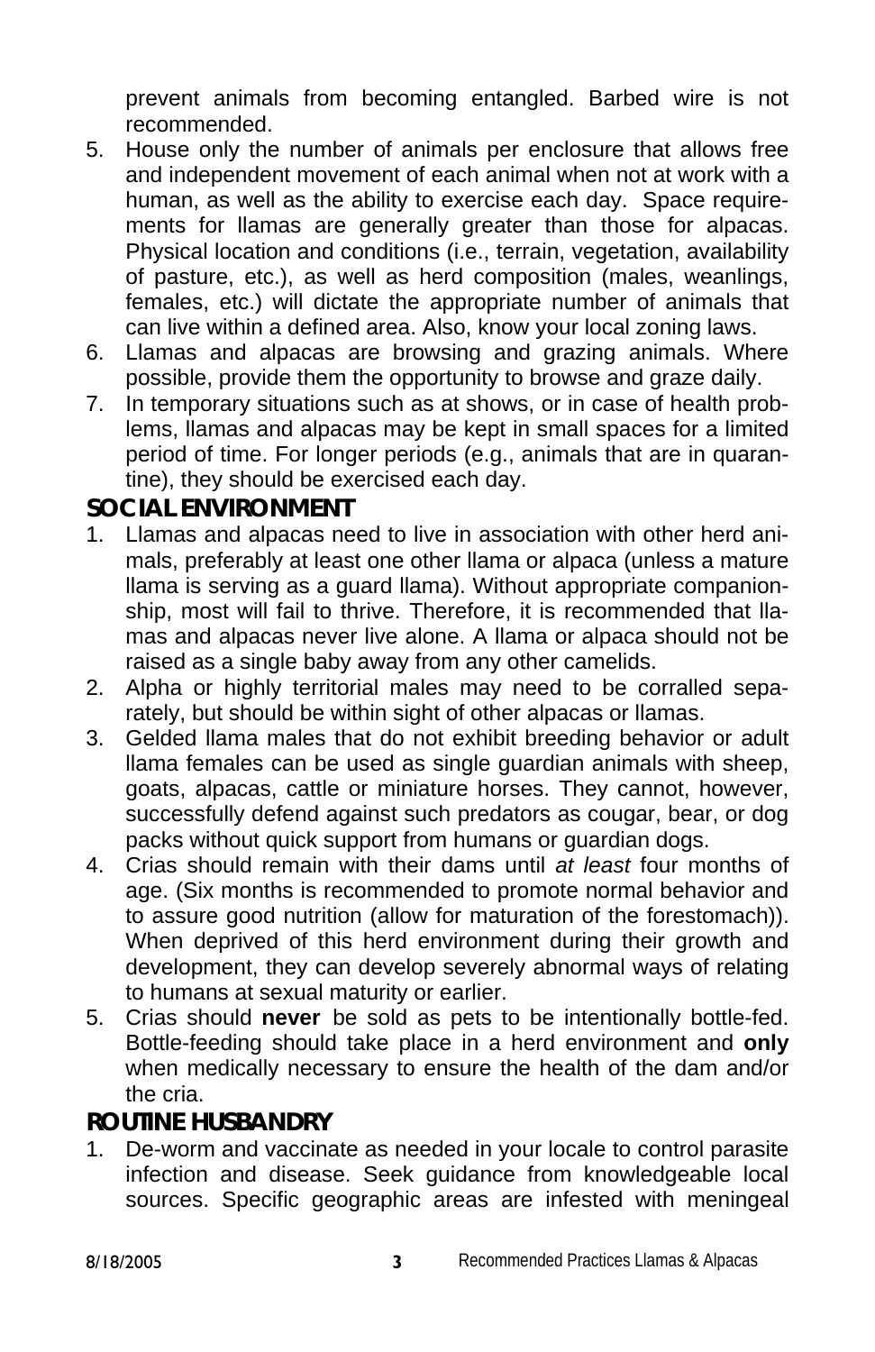prevent animals from becoming entangled. Barbed wire is not recommended.

5. House only the number of animals per enclosure that allows free and independent movement of each animal when not at work with a human, as well as the ability to exercise each day. Space requirements for llamas are generally greater than those for alpacas. Physical location and conditions (i.e., terrain, vegetation, availability of pasture, etc.), as well as herd composition (males, weanlings, females, etc.) will dictate the appropriate number of animals that can live within a defined area. Also, know your local zoning laws.
6. Llamas and alpacas are browsing and grazing animals. Where possible, provide them the opportunity to browse and graze daily.
7. In temporary situations such as at shows, or in case of health problems, llamas and alpacas may be kept in small spaces for a limited period of time. For longer periods (e.g., animals that are in quarantine), they should be exercised each day.

## SOCIAL ENVIRONMENT

1. Llamas and alpacas need to live in association with other herd animals, preferably at least one other llama or alpaca (unless a mature llama is serving as a guard llama). Without appropriate companionship, most will fail to thrive. Therefore, it is recommended that llamas and alpacas never live alone. A llama or alpaca should not be raised as a single baby away from any other camelids.
2. Alpha or highly territorial males may need to be corralled separately, but should be within sight of other alpacas or llamas.
3. Gelded llama males that do not exhibit breeding behavior or adult llama females can be used as single guardian animals with sheep, goats, alpacas, cattle or miniature horses. They cannot, however, successfully defend against such predators as cougar, bear, or dog packs without quick support from humans or guardian dogs.
4. Crias should remain with their dams until *at least* four months of age. (Six months is recommended to promote normal behavior and to assure good nutrition (allow for maturation of the forestomach)). When deprived of this herd environment during their growth and development, they can develop severely abnormal ways of relating to humans at sexual maturity or earlier.
5. Crias should **never** be sold as pets to be intentionally bottle-fed. Bottle-feeding should take place in a herd environment and **only** when medically necessary to ensure the health of the dam and/or the cria.

## ROUTINE HUSBANDRY

1. De-worm and vaccinate as needed in your locale to control parasite infection and disease. Seek guidance from knowledgeable local sources. Specific geographic areas are infested with meningeal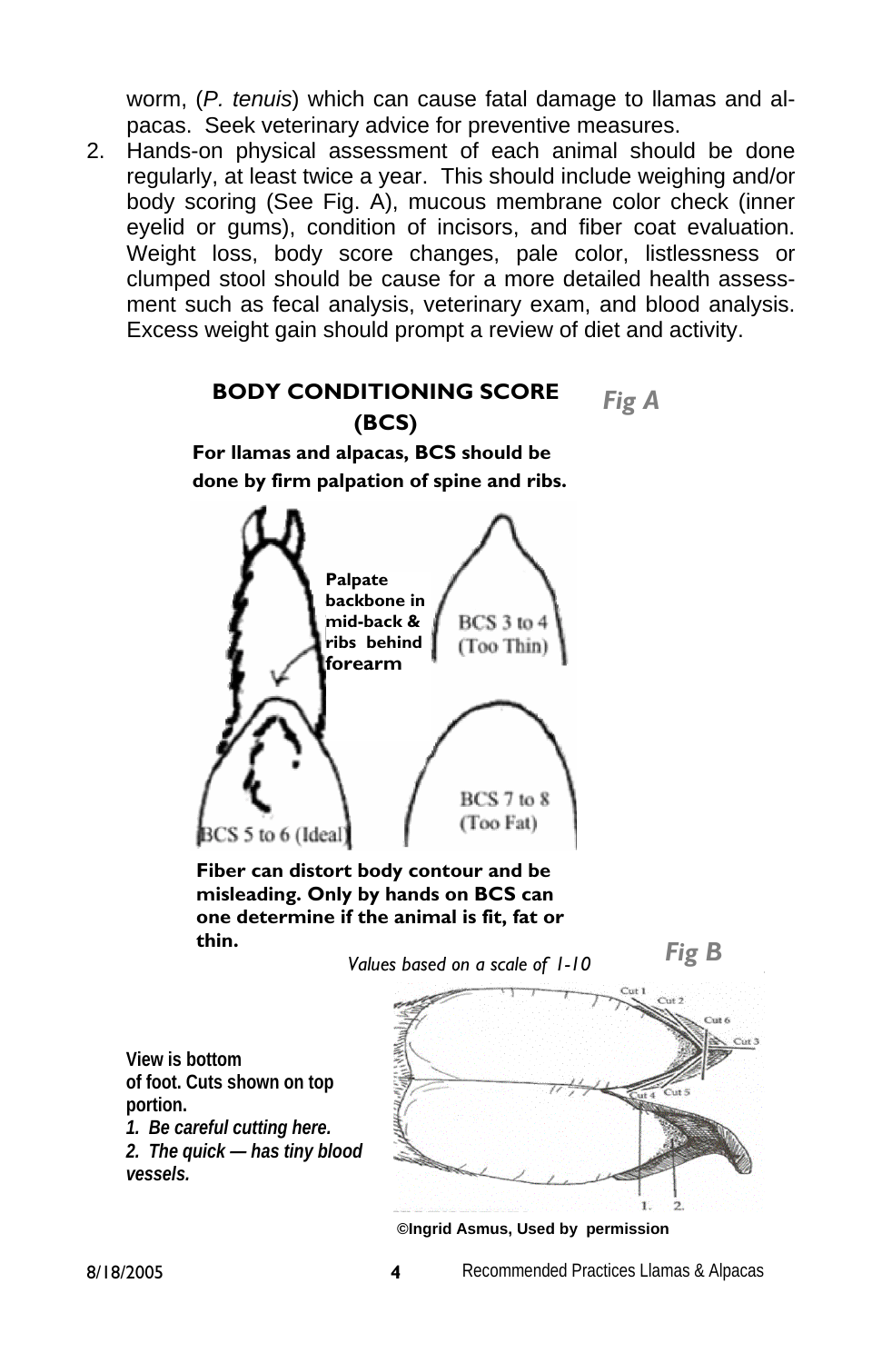worm, (*P. tenuis*) which can cause fatal damage to llamas and alpacas. Seek veterinary advice for preventive measures.

2. Hands-on physical assessment of each animal should be done regularly, at least twice a year. This should include weighing and/or body scoring (See Fig. A), mucous membrane color check (inner eyelid or gums), condition of incisors, and fiber coat evaluation. Weight loss, body score changes, pale color, listlessness or clumped stool should be cause for a more detailed health assessment such as fecal analysis, veterinary exam, and blood analysis. Excess weight gain should prompt a review of diet and activity.

**BODY CONDITIONING SCORE (BCS)** *Fig A*

**For llamas and alpacas, BCS should be done by firm palpation of spine and ribs.**

**Palpate backbone in mid-back & ribs behind forearm**

BCS 3 to 4 (Too Thin)

BCS 5 to 6 (Ideal)

BCS 7 to 8 (Too Fat)

**Fiber can distort body contour and be misleading. Only by hands on BCS can one determine if the animal is fit, fat or thin.**

*Values based on a scale of 1-10*

*Fig B*

**View is bottom of foot. Cuts shown on top portion.**

***1. Be careful cutting here.***

***2. The quick — has tiny blood vessels.***

Cut 1, Cut 2, Cut 3, Cut 4, Cut 5, Cut 6

**©Ingrid Asmus, Used by permission**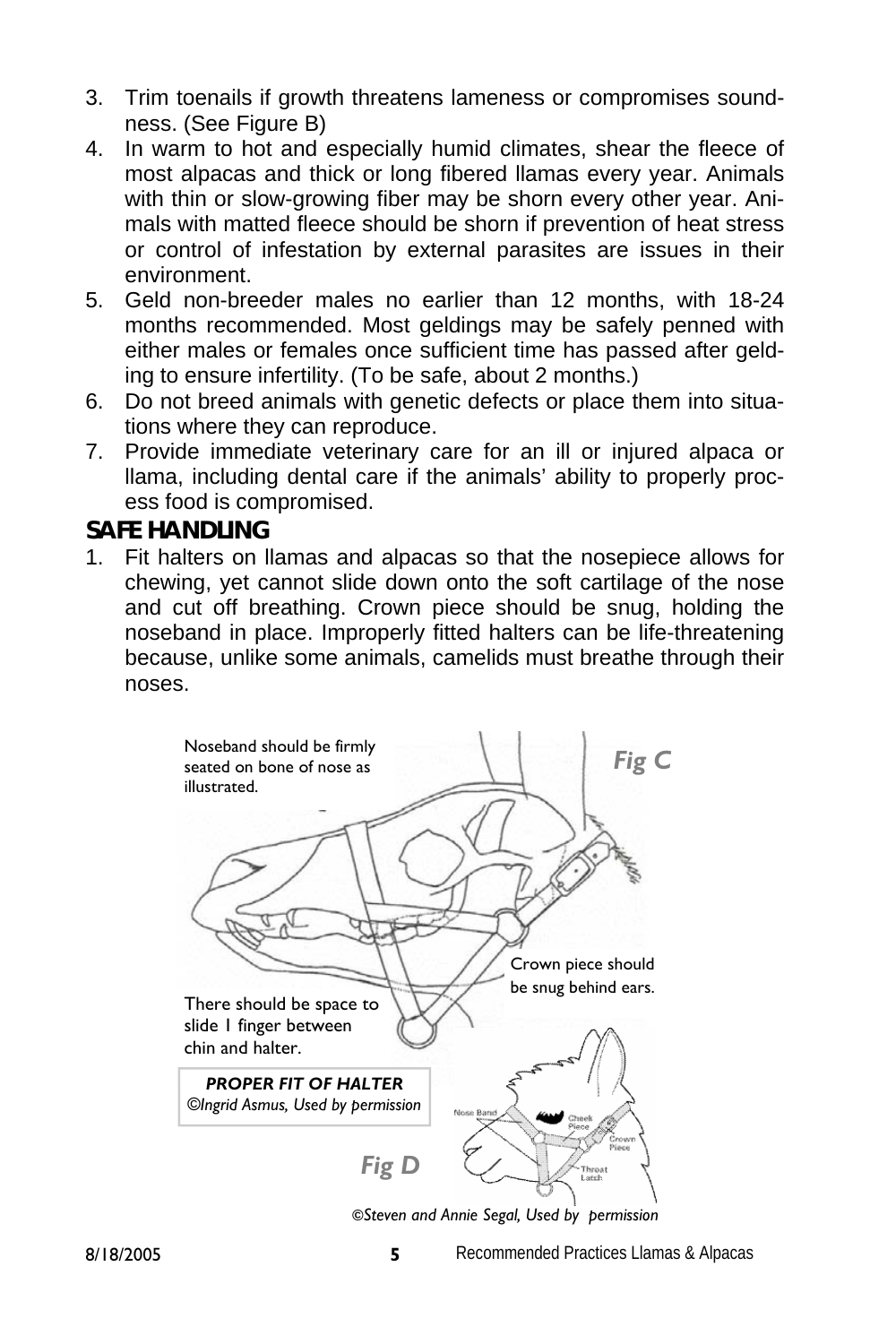3. Trim toenails if growth threatens lameness or compromises soundness. (See Figure B)
4. In warm to hot and especially humid climates, shear the fleece of most alpacas and thick or long fibered llamas every year. Animals with thin or slow-growing fiber may be shorn every other year. Animals with matted fleece should be shorn if prevention of heat stress or control of infestation by external parasites are issues in their environment.
5. Geld non-breeder males no earlier than 12 months, with 18-24 months recommended. Most geldings may be safely penned with either males or females once sufficient time has passed after gelding to ensure infertility. (To be safe, about 2 months.)
6. Do not breed animals with genetic defects or place them into situations where they can reproduce.
7. Provide immediate veterinary care for an ill or injured alpaca or llama, including dental care if the animals' ability to properly process food is compromised.

## SAFE HANDLING

1. Fit halters on llamas and alpacas so that the nosepiece allows for chewing, yet cannot slide down onto the soft cartilage of the nose and cut off breathing. Crown piece should be snug, holding the noseband in place. Improperly fitted halters can be life-threatening because, unlike some animals, camelids must breathe through their noses.

*Fig C*

Noseband should be firmly seated on bone of nose as illustrated.

Crown piece should be snug behind ears.

There should be space to slide 1 finger between chin and halter.

***PROPER FIT OF HALTER***
*©Ingrid Asmus, Used by permission*

*Fig D*

Nose Band, Cheek Piece, Crown Piece, Throat Latch

*©Steven and Annie Segal, Used by permission*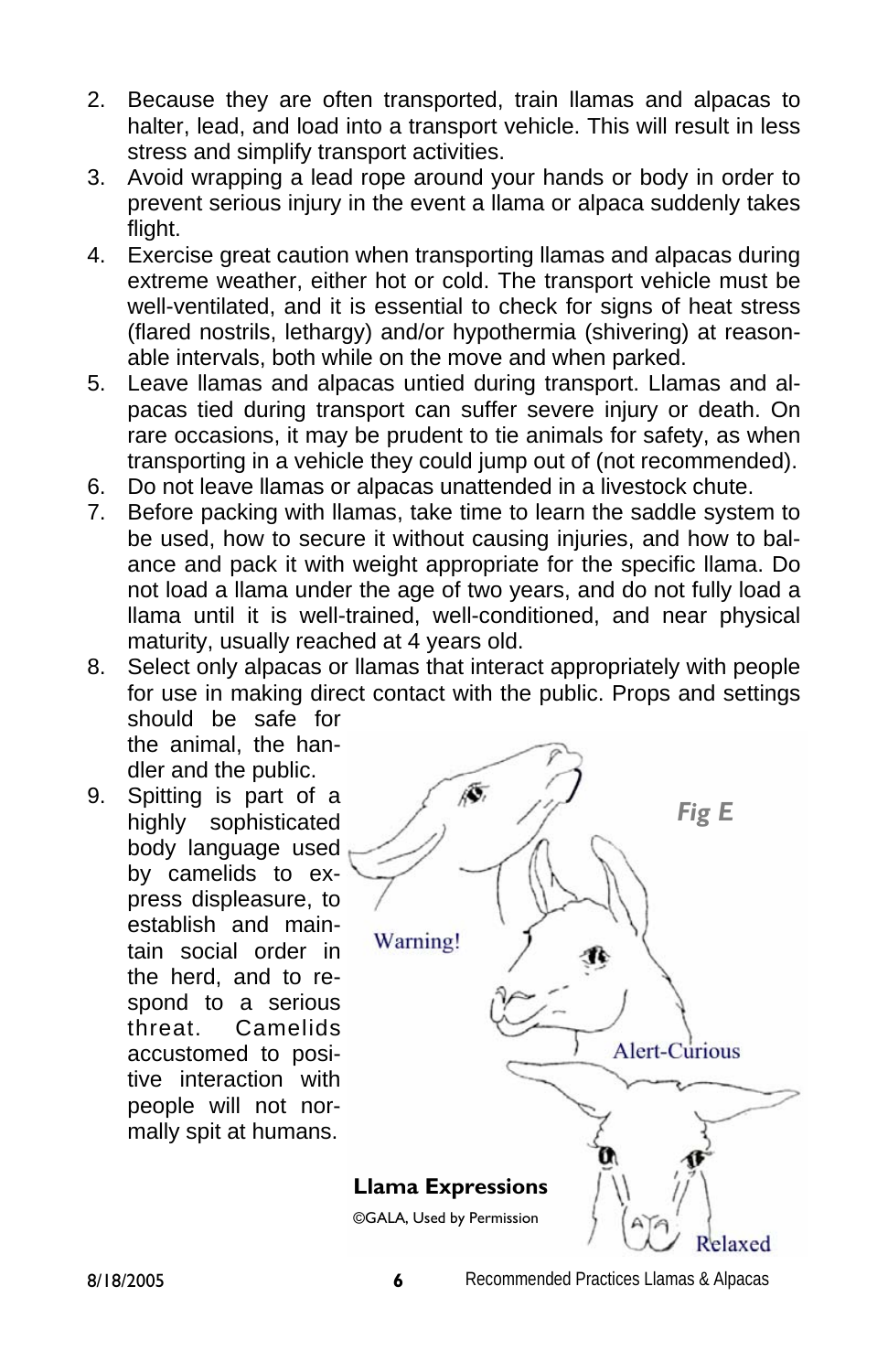2. Because they are often transported, train llamas and alpacas to halter, lead, and load into a transport vehicle. This will result in less stress and simplify transport activities.
3. Avoid wrapping a lead rope around your hands or body in order to prevent serious injury in the event a llama or alpaca suddenly takes flight.
4. Exercise great caution when transporting llamas and alpacas during extreme weather, either hot or cold. The transport vehicle must be well-ventilated, and it is essential to check for signs of heat stress (flared nostrils, lethargy) and/or hypothermia (shivering) at reasonable intervals, both while on the move and when parked.
5. Leave llamas and alpacas untied during transport. Llamas and alpacas tied during transport can suffer severe injury or death. On rare occasions, it may be prudent to tie animals for safety, as when transporting in a vehicle they could jump out of (not recommended).
6. Do not leave llamas or alpacas unattended in a livestock chute.
7. Before packing with llamas, take time to learn the saddle system to be used, how to secure it without causing injuries, and how to balance and pack it with weight appropriate for the specific llama. Do not load a llama under the age of two years, and do not fully load a llama until it is well-trained, well-conditioned, and near physical maturity, usually reached at 4 years old.
8. Select only alpacas or llamas that interact appropriately with people for use in making direct contact with the public. Props and settings should be safe for the animal, the handler and the public.
9. Spitting is part of a highly sophisticated body language used by camelids to express displeasure, to establish and maintain social order in the herd, and to respond to a serious threat. Camelids accustomed to positive interaction with people will not normally spit at humans.

*Fig E*

Warning!

Alert-Curious

Relaxed

**Llama Expressions**

©GALA, Used by Permission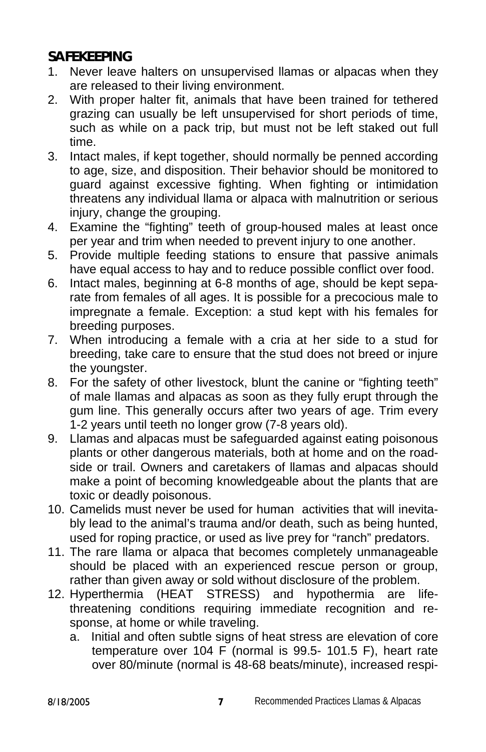## SAFEKEEPING

1. Never leave halters on unsupervised llamas or alpacas when they are released to their living environment.
2. With proper halter fit, animals that have been trained for tethered grazing can usually be left unsupervised for short periods of time, such as while on a pack trip, but must not be left staked out full time.
3. Intact males, if kept together, should normally be penned according to age, size, and disposition. Their behavior should be monitored to guard against excessive fighting. When fighting or intimidation threatens any individual llama or alpaca with malnutrition or serious injury, change the grouping.
4. Examine the "fighting" teeth of group-housed males at least once per year and trim when needed to prevent injury to one another.
5. Provide multiple feeding stations to ensure that passive animals have equal access to hay and to reduce possible conflict over food.
6. Intact males, beginning at 6-8 months of age, should be kept separate from females of all ages. It is possible for a precocious male to impregnate a female. Exception: a stud kept with his females for breeding purposes.
7. When introducing a female with a cria at her side to a stud for breeding, take care to ensure that the stud does not breed or injure the youngster.
8. For the safety of other livestock, blunt the canine or "fighting teeth" of male llamas and alpacas as soon as they fully erupt through the gum line. This generally occurs after two years of age. Trim every 1-2 years until teeth no longer grow (7-8 years old).
9. Llamas and alpacas must be safeguarded against eating poisonous plants or other dangerous materials, both at home and on the roadside or trail. Owners and caretakers of llamas and alpacas should make a point of becoming knowledgeable about the plants that are toxic or deadly poisonous.
10. Camelids must never be used for human activities that will inevitably lead to the animal's trauma and/or death, such as being hunted, used for roping practice, or used as live prey for "ranch" predators.
11. The rare llama or alpaca that becomes completely unmanageable should be placed with an experienced rescue person or group, rather than given away or sold without disclosure of the problem.
12. Hyperthermia (HEAT STRESS) and hypothermia are life-threatening conditions requiring immediate recognition and response, at home or while traveling.
    a. Initial and often subtle signs of heat stress are elevation of core temperature over 104 F (normal is 99.5- 101.5 F), heart rate over 80/minute (normal is 48-68 beats/minute), increased respi-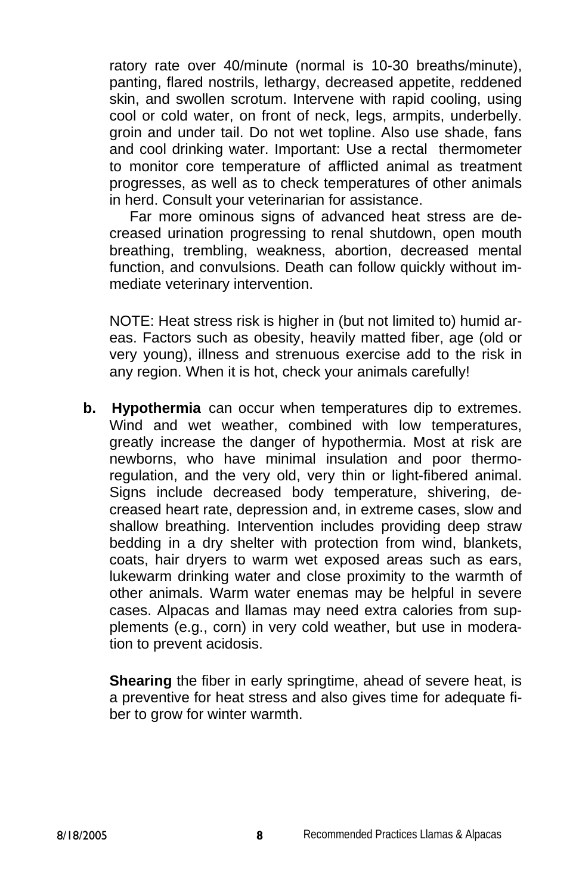ratory rate over 40/minute (normal is 10-30 breaths/minute), panting, flared nostrils, lethargy, decreased appetite, reddened skin, and swollen scrotum. Intervene with rapid cooling, using cool or cold water, on front of neck, legs, armpits, underbelly. groin and under tail. Do not wet topline. Also use shade, fans and cool drinking water. Important: Use a rectal thermometer to monitor core temperature of afflicted animal as treatment progresses, as well as to check temperatures of other animals in herd. Consult your veterinarian for assistance.

Far more ominous signs of advanced heat stress are decreased urination progressing to renal shutdown, open mouth breathing, trembling, weakness, abortion, decreased mental function, and convulsions. Death can follow quickly without immediate veterinary intervention.

NOTE: Heat stress risk is higher in (but not limited to) humid areas. Factors such as obesity, heavily matted fiber, age (old or very young), illness and strenuous exercise add to the risk in any region. When it is hot, check your animals carefully!

**b. Hypothermia** can occur when temperatures dip to extremes. Wind and wet weather, combined with low temperatures, greatly increase the danger of hypothermia. Most at risk are newborns, who have minimal insulation and poor thermoregulation, and the very old, very thin or light-fibered animal. Signs include decreased body temperature, shivering, decreased heart rate, depression and, in extreme cases, slow and shallow breathing. Intervention includes providing deep straw bedding in a dry shelter with protection from wind, blankets, coats, hair dryers to warm wet exposed areas such as ears, lukewarm drinking water and close proximity to the warmth of other animals. Warm water enemas may be helpful in severe cases. Alpacas and llamas may need extra calories from supplements (e.g., corn) in very cold weather, but use in moderation to prevent acidosis.

**Shearing** the fiber in early springtime, ahead of severe heat, is a preventive for heat stress and also gives time for adequate fiber to grow for winter warmth.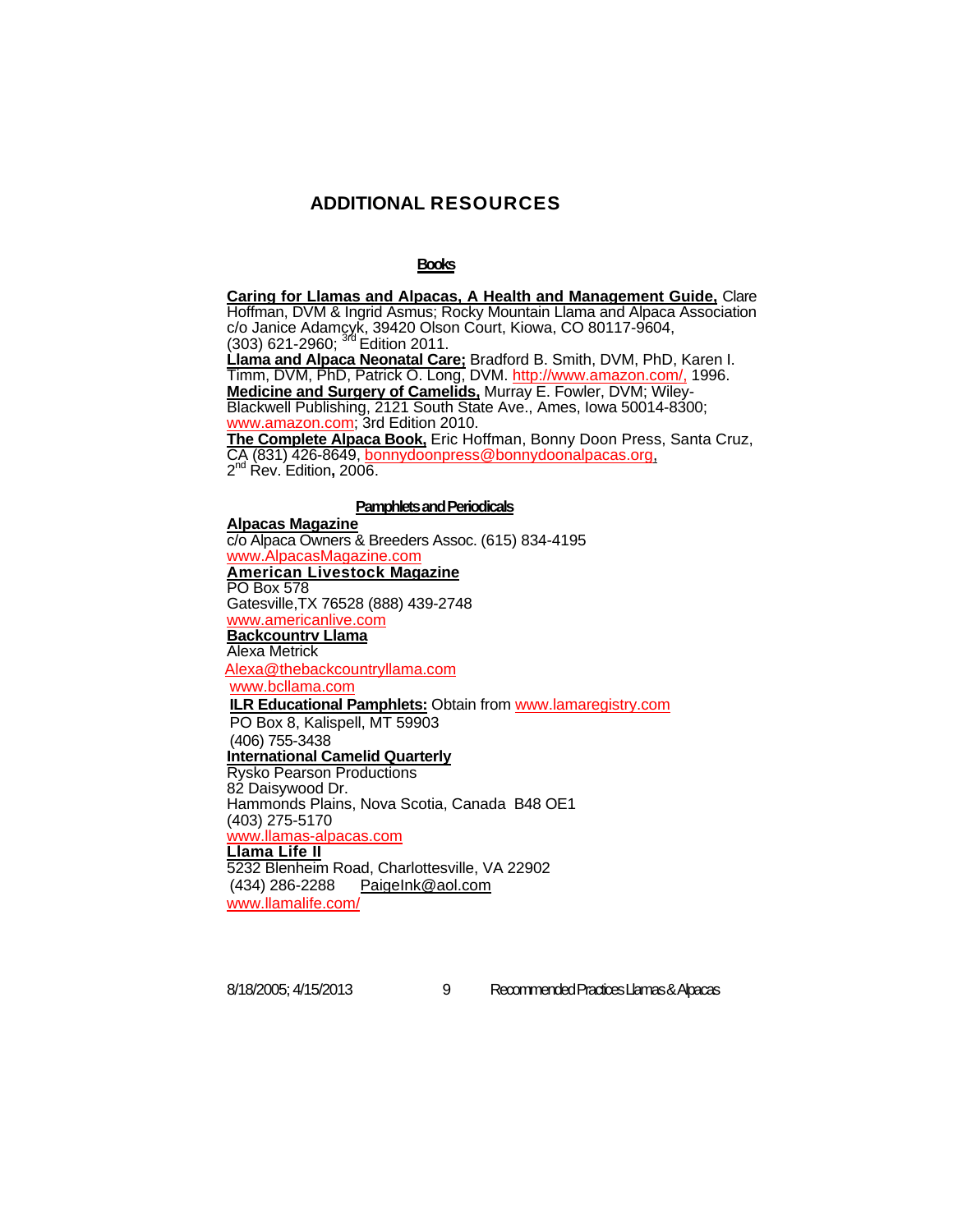# ADDITIONAL RESOURCES

## Books

**Caring for Llamas and Alpacas, A Health and Management Guide,** Clare Hoffman, DVM & Ingrid Asmus; Rocky Mountain Llama and Alpaca Association c/o Janice Adamcyk, 39420 Olson Court, Kiowa, CO 80117-9604, (303) 621-2960; 3rd Edition 2011.

**Llama and Alpaca Neonatal Care;** Bradford B. Smith, DVM, PhD, Karen I. Timm, DVM, PhD, Patrick O. Long, DVM. http://www.amazon.com/, 1996.

**Medicine and Surgery of Camelids,** Murray E. Fowler, DVM; Wiley-Blackwell Publishing, 2121 South State Ave., Ames, Iowa 50014-8300; www.amazon.com; 3rd Edition 2010.

**The Complete Alpaca Book,** Eric Hoffman, Bonny Doon Press, Santa Cruz, CA (831) 426-8649, bonnydoonpress@bonnydoonalpacas.org, 2nd Rev. Edition**,** 2006.

## Pamphlets and Periodicals

**Alpacas Magazine**
c/o Alpaca Owners & Breeders Assoc. (615) 834-4195
www.AlpacasMagazine.com

**American Livestock Magazine**
PO Box 578
Gatesville,TX 76528 (888) 439-2748
www.americanlive.com

**Backcountry Llama**
Alexa Metrick
Alexa@thebackcountryllama.com
www.bcllama.com

**ILR Educational Pamphlets:** Obtain from www.lamaregistry.com
PO Box 8, Kalispell, MT 59903
(406) 755-3438

**International Camelid Quarterly**
Rysko Pearson Productions
82 Daisywood Dr.
Hammonds Plains, Nova Scotia, Canada B48 OE1
(403) 275-5170
www.llamas-alpacas.com

**Llama Life II**
5232 Blenheim Road, Charlottesville, VA 22902
(434) 286-2288 PaigeInk@aol.com
www.llamalife.com/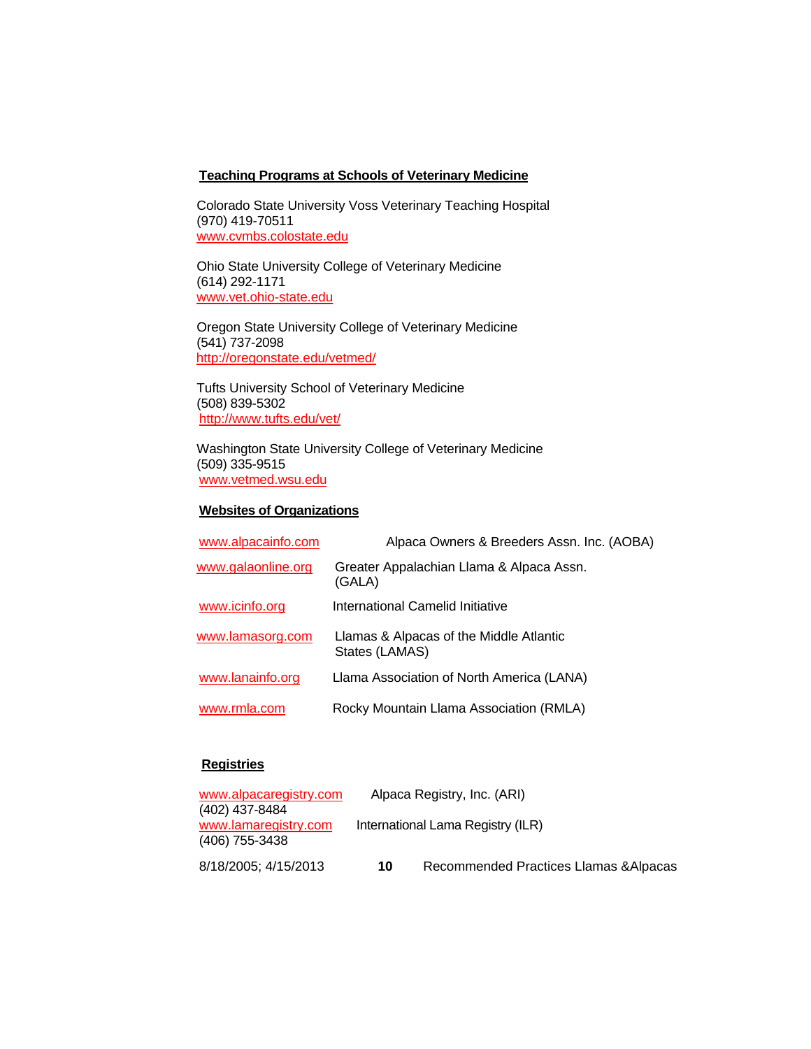## Teaching Programs at Schools of Veterinary Medicine

Colorado State University Voss Veterinary Teaching Hospital
(970) 419-70511
www.cvmbs.colostate.edu

Ohio State University College of Veterinary Medicine
(614) 292-1171
www.vet.ohio-state.edu

Oregon State University College of Veterinary Medicine
(541) 737-2098
http://oregonstate.edu/vetmed/

Tufts University School of Veterinary Medicine
(508) 839-5302
http://www.tufts.edu/vet/

Washington State University College of Veterinary Medicine
(509) 335-9515
www.vetmed.wsu.edu

## Websites of Organizations

| | |
|---|---|
| www.alpacainfo.com | Alpaca Owners & Breeders Assn. Inc. (AOBA) |
| www.galaonline.org | Greater Appalachian Llama & Alpaca Assn. (GALA) |
| www.icinfo.org | International Camelid Initiative |
| www.lamasorg.com | Llamas & Alpacas of the Middle Atlantic States (LAMAS) |
| www.lanainfo.org | Llama Association of North America (LANA) |
| www.rmla.com | Rocky Mountain Llama Association (RMLA) |

## Registries

www.alpacaregistry.com  Alpaca Registry, Inc. (ARI)
(402) 437-8484
www.lamaregistry.com  International Lama Registry (ILR)
(406) 755-3438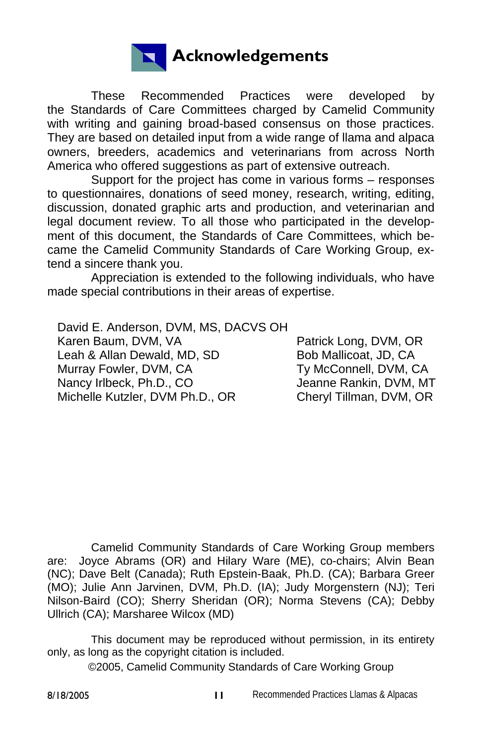# Acknowledgements

These Recommended Practices were developed by the Standards of Care Committees charged by Camelid Community with writing and gaining broad-based consensus on those practices. They are based on detailed input from a wide range of llama and alpaca owners, breeders, academics and veterinarians from across North America who offered suggestions as part of extensive outreach.

Support for the project has come in various forms – responses to questionnaires, donations of seed money, research, writing, editing, discussion, donated graphic arts and production, and veterinarian and legal document review. To all those who participated in the development of this document, the Standards of Care Committees, which became the Camelid Community Standards of Care Working Group, extend a sincere thank you.

Appreciation is extended to the following individuals, who have made special contributions in their areas of expertise.

David E. Anderson, DVM, MS, DACVS OH
Karen Baum, DVM, VA
Leah & Allan Dewald, MD, SD
Murray Fowler, DVM, CA
Nancy Irlbeck, Ph.D., CO
Michelle Kutzler, DVM Ph.D., OR
Patrick Long, DVM, OR
Bob Mallicoat, JD, CA
Ty McConnell, DVM, CA
Jeanne Rankin, DVM, MT
Cheryl Tillman, DVM, OR

Camelid Community Standards of Care Working Group members are: Joyce Abrams (OR) and Hilary Ware (ME), co-chairs; Alvin Bean (NC); Dave Belt (Canada); Ruth Epstein-Baak, Ph.D. (CA); Barbara Greer (MO); Julie Ann Jarvinen, DVM, Ph.D. (IA); Judy Morgenstern (NJ); Teri Nilson-Baird (CO); Sherry Sheridan (OR); Norma Stevens (CA); Debby Ullrich (CA); Marsharee Wilcox (MD)

This document may be reproduced without permission, in its entirety only, as long as the copyright citation is included.

©2005, Camelid Community Standards of Care Working Group